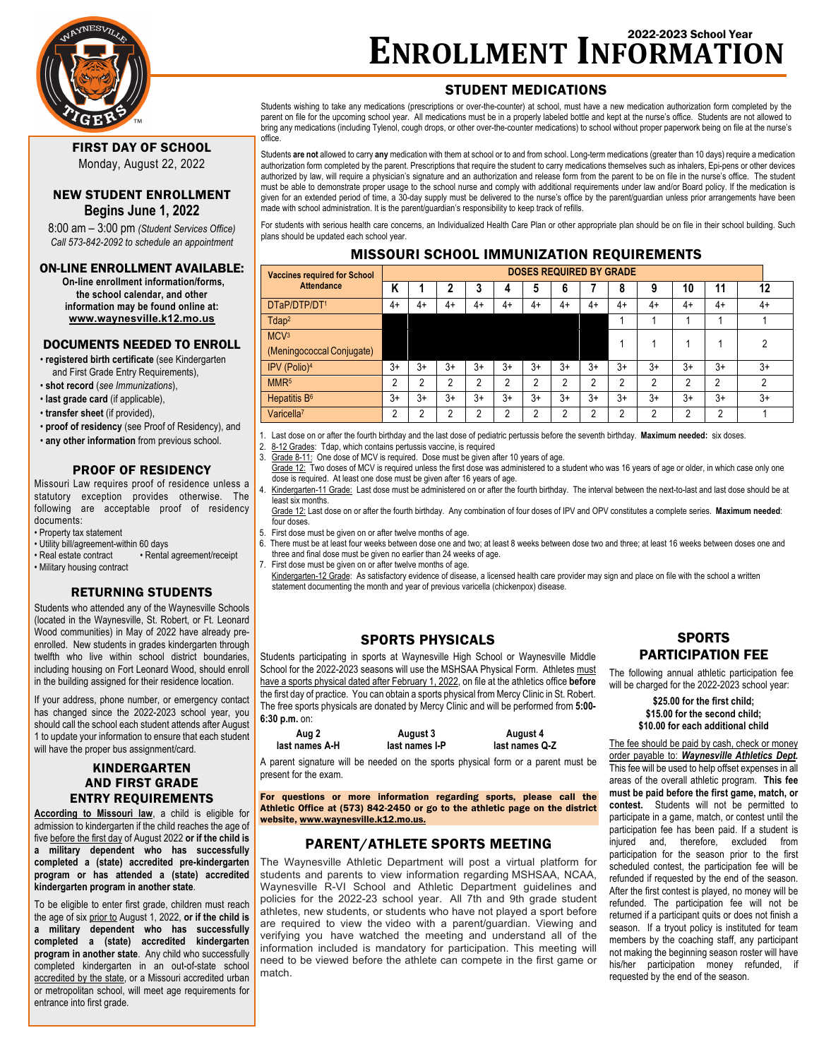# 2022-2023 School Year ENROLLMENT INFORMATION

## FIRST DAY OF SCHOOL

Monday, August 22, 2022

## NEW STUDENT ENROLLMENT

**Begins June 1, 2022**

8:00 am – 3:00 pm *(Student Services Office)*

*Call 573-842-2092 to schedule an appointment*

## ON-LINE ENROLLMENT AVAILABLE:

**On-line enrollment information/forms, the school calendar, and other information may be found online at: www.waynesville.k12.mo.us**

## DOCUMENTS NEEDED TO ENROLL

- **registered birth certificate** (see Kindergarten and First Grade Entry Requirements),
- **shot record** (*see Immunizations*),
- **last grade card** (if applicable),
- **transfer sheet** (if provided),
- **proof of residency** (see Proof of Residency), and
- **any other information** from previous school.

## PROOF OF RESIDENCY

Missouri Law requires proof of residence unless a statutory exception provides otherwise. The following are acceptable proof of residency documents:

- Property tax statement
- Utility bill/agreement-within 60 days
- Real estate contract
- Rental agreement/receipt
- Military housing contract

## RETURNING STUDENTS

Students who attended any of the Waynesville Schools (located in the Waynesville, St. Robert, or Ft. Leonard Wood communities) in May of 2022 have already pre-enrolled. New students in grades kindergarten through twelfth who live within school district boundaries, including housing on Fort Leonard Wood, should enroll in the building assigned for their residence location.

If your address, phone number, or emergency contact has changed since the 2022-2023 school year, you should call the school each student attends after August 1 to update your information to ensure that each student will have the proper bus assignment/card.

## KINDERGARTEN AND FIRST GRADE ENTRY REQUIREMENTS

According to Missouri law, a child is eligible for admission to kindergarten if the child reaches the age of five before the first day of August 2022 **or if the child is a military dependent who has successfully completed a (state) accredited pre-kindergarten program or has attended a (state) accredited kindergarten program in another state**.

To be eligible to enter first grade, children must reach the age of six prior to August 1, 2022, **or if the child is a military dependent who has successfully completed a (state) accredited kindergarten program in another state**. Any child who successfully completed kindergarten in an out-of-state school accredited by the state, or a Missouri accredited urban or metropolitan school, will meet age requirements for entrance into first grade.

## STUDENT MEDICATIONS

Students wishing to take any medications (prescriptions or over-the-counter) at school, must have a new medication authorization form completed by the parent on file for the upcoming school year. All medications must be in a properly labeled bottle and kept at the nurse's office. Students are not allowed to bring any medications (including Tylenol, cough drops, or other over-the-counter medications) to school without proper paperwork being on file at the nurse's office.

Students **are not** allowed to carry **any** medication with them at school or to and from school. Long-term medications (greater than 10 days) require a medication authorization form completed by the parent. Prescriptions that require the student to carry medications themselves such as inhalers, Epi-pens or other devices authorized by law, will require a physician's signature and an authorization and release form from the parent to be on file in the nurse's office. The student must be able to demonstrate proper usage to the school nurse and comply with additional requirements under law and/or Board policy. If the medication is given for an extended period of time, a 30-day supply must be delivered to the nurse's office by the parent/guardian unless prior arrangements have been made with school administration. It is the parent/guardian's responsibility to keep track of refills.

For students with serious health care concerns, an Individualized Health Care Plan or other appropriate plan should be on file in their school building. Such plans should be updated each school year.

## MISSOURI SCHOOL IMMUNIZATION REQUIREMENTS

| Vaccines required for School Attendance | DOSES REQUIRED BY GRADE | | | | | | | | | | | | |
|---|---|---|---|---|---|---|---|---|---|---|---|---|---|
| | K | 1 | 2 | 3 | 4 | 5 | 6 | 7 | 8 | 9 | 10 | 11 | 12 |
| DTaP/DTP/DT[1] | 4+ | 4+ | 4+ | 4+ | 4+ | 4+ | 4+ | 4+ | 4+ | 4+ | 4+ | 4+ | 4+ |
| Tdap[2] | | | | | | | | | 1 | 1 | 1 | 1 | 1 |
| MCV[3] (Meningococcal Conjugate) | | | | | | | | | 1 | 1 | 1 | 1 | 2 |
| IPV (Polio)[4] | 3+ | 3+ | 3+ | 3+ | 3+ | 3+ | 3+ | 3+ | 3+ | 3+ | 3+ | 3+ | 3+ |
| MMR[5] | 2 | 2 | 2 | 2 | 2 | 2 | 2 | 2 | 2 | 2 | 2 | 2 | 2 |
| Hepatitis B[6] | 3+ | 3+ | 3+ | 3+ | 3+ | 3+ | 3+ | 3+ | 3+ | 3+ | 3+ | 3+ | 3+ |
| Varicella[7] | 2 | 2 | 2 | 2 | 2 | 2 | 2 | 2 | 2 | 2 | 2 | 2 | 1 |

1. Last dose on or after the fourth birthday and the last dose of pediatric pertussis before the seventh birthday. **Maximum needed:** six doses.
2. 8-12 Grades: Tdap, which contains pertussis vaccine, is required
3. Grade 8-11: One dose of MCV is required. Dose must be given after 10 years of age.
   Grade 12: Two doses of MCV is required unless the first dose was administered to a student who was 16 years of age or older, in which case only one dose is required. At least one dose must be given after 16 years of age.
4. Kindergarten-11 Grade: Last dose must be administered on or after the fourth birthday. The interval between the next-to-last and last dose should be at least six months.
   Grade 12: Last dose on or after the fourth birthday. Any combination of four doses of IPV and OPV constitutes a complete series. **Maximum needed**: four doses.
5. First dose must be given on or after twelve months of age.
6. There must be at least four weeks between dose one and two; at least 8 weeks between dose two and three; at least 16 weeks between doses one and three and final dose must be given no earlier than 24 weeks of age.
7. First dose must be given on or after twelve months of age.
   Kindergarten-12 Grade: As satisfactory evidence of disease, a licensed health care provider may sign and place on file with the school a written statement documenting the month and year of previous varicella (chickenpox) disease.

## SPORTS PHYSICALS

Students participating in sports at Waynesville High School or Waynesville Middle School for the 2022-2023 seasons will use the MSHSAA Physical Form. Athletes must have a sports physical dated after February 1, 2022, on file at the athletics office **before** the first day of practice. You can obtain a sports physical from Mercy Clinic in St. Robert. The free sports physicals are donated by Mercy Clinic and will be performed from **5:00-6:30 p.m.** on:

| Aug 2 | August 3 | August 4 |
|---|---|---|
| last names A-H | last names I-P | last names Q-Z |

A parent signature will be needed on the sports physical form or a parent must be present for the exam.

**For questions or more information regarding sports, please call the Athletic Office at (573) 842-2450 or go to the athletic page on the district website, www.waynesville.k12.mo.us.**

## PARENT/ATHLETE SPORTS MEETING

The Waynesville Athletic Department will post a virtual platform for students and parents to view information regarding MSHSAA, NCAA, Waynesville R-VI School and Athletic Department guidelines and policies for the 2022-23 school year. All 7th and 9th grade student athletes, new students, or students who have not played a sport before are required to view the video with a parent/guardian. Viewing and verifying you have watched the meeting and understand all of the information included is mandatory for participation. This meeting will need to be viewed before the athlete can compete in the first game or match.

## SPORTS PARTICIPATION FEE

The following annual athletic participation fee will be charged for the 2022-2023 school year:

**$25.00 for the first child;**
**$15.00 for the second child;**
**$10.00 for each additional child**

The fee should be paid by cash, check or money order payable to: ***Waynesville Athletics Dept.*** This fee will be used to help offset expenses in all areas of the overall athletic program. **This fee must be paid before the first game, match, or contest.** Students will not be permitted to participate in a game, match, or contest until the participation fee has been paid. If a student is injured and, therefore, excluded from participation for the season prior to the first scheduled contest, the participation fee will be refunded if requested by the end of the season. After the first contest is played, no money will be refunded. The participation fee will not be returned if a participant quits or does not finish a season. If a tryout policy is instituted for team members by the coaching staff, any participant not making the beginning season roster will have his/her participation money refunded, if requested by the end of the season.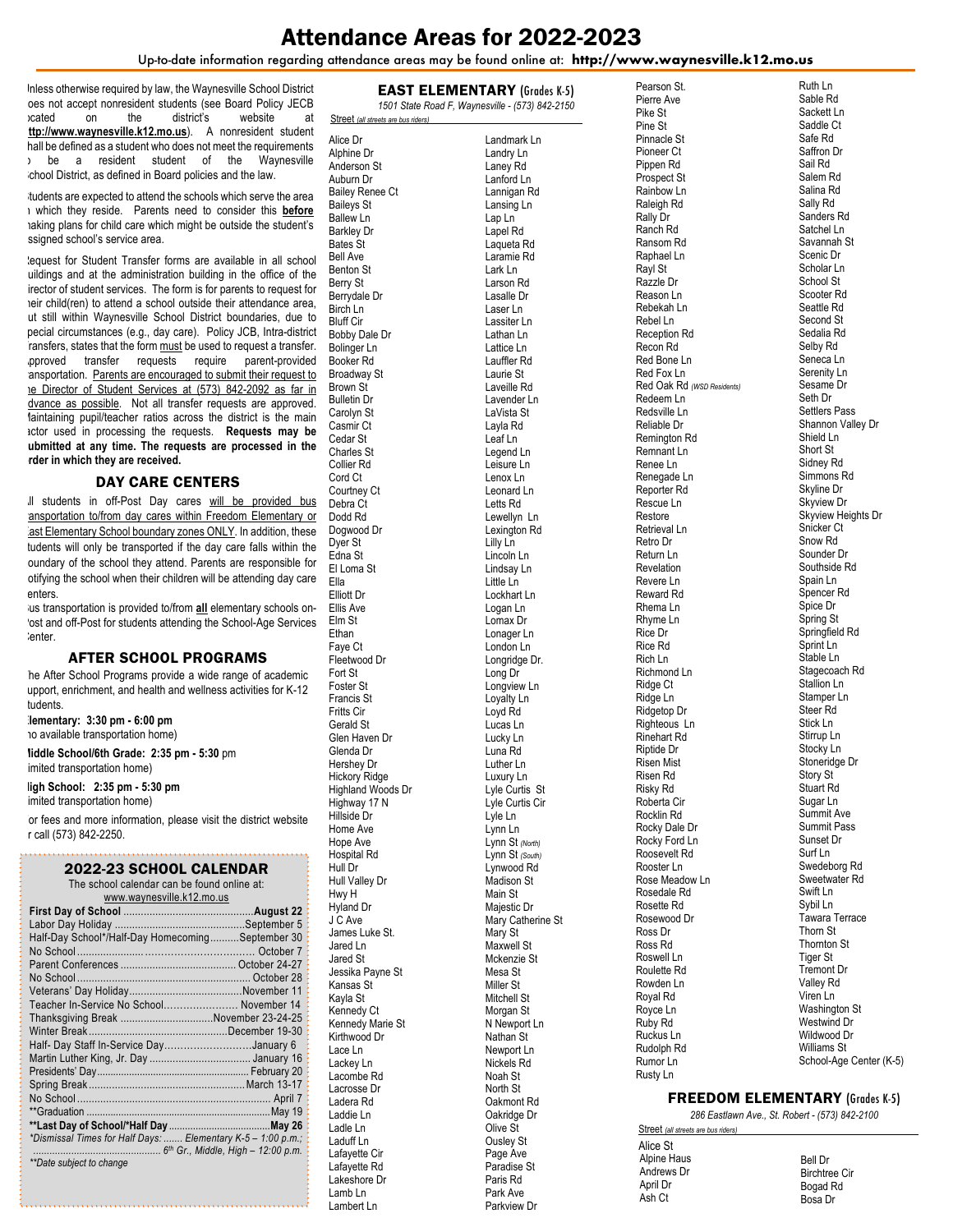# Attendance Areas for 2022-2023

Up-to-date information regarding attendance areas may be found online at: **http://www.waynesville.k12.mo.us**

Unless otherwise required by law, the Waynesville School District does not accept nonresident students (see Board Policy JECB located on the district's website at **http://www.waynesville.k12.mo.us**). A nonresident student shall be defined as a student who does not meet the requirements to be a resident student of the Waynesville School District, as defined in Board policies and the law.

Students are expected to attend the schools which serve the area in which they reside. Parents need to consider this **before** making plans for child care which might be outside the student's assigned school's service area.

Request for Student Transfer forms are available in all school buildings and at the administration building in the office of the director of student services. The form is for parents to request for their child(ren) to attend a school outside their attendance area, but still within Waynesville School District boundaries, due to special circumstances (e.g., day care). Policy JCB, Intra-district Transfers, states that the form must be used to request a transfer. Approved transfer requests require parent-provided transportation. Parents are encouraged to submit their request to the Director of Student Services at (573) 842-2092 as far in advance as possible. Not all transfer requests are approved. Maintaining pupil/teacher ratios across the district is the main factor used in processing the requests. **Requests may be submitted at any time. The requests are processed in the order in which they are received.**

## DAY CARE CENTERS

All students in off-Post Day cares will be provided bus transportation to/from day cares within Freedom Elementary or East Elementary School boundary zones ONLY. In addition, these students will only be transported if the day care falls within the boundary of the school they attend. Parents are responsible for notifying the school when their children will be attending day care centers.

Bus transportation is provided to/from **all** elementary schools on-Post and off-Post for students attending the School-Age Services Center.

## AFTER SCHOOL PROGRAMS

The After School Programs provide a wide range of academic support, enrichment, and health and wellness activities for K-12 students.

**Elementary: 3:30 pm - 6:00 pm**
(no available transportation home)

**Middle School/6th Grade: 2:35 pm - 5:30** pm
(limited transportation home)

**High School: 2:35 pm - 5:30 pm**
(limited transportation home)

For fees and more information, please visit the district website or call (573) 842-2250.

## 2022-23 SCHOOL CALENDAR

The school calendar can be found online at:
www.waynesville.k12.mo.us

| Event | Date |
|---|---|
| **First Day of School** | **August 22** |
| Labor Day Holiday | September 5 |
| Half-Day School*/Half-Day Homecoming | September 30 |
| No School | October 7 |
| Parent Conferences | October 24-27 |
| No School | October 28 |
| Veterans' Day Holiday | November 11 |
| Teacher In-Service No School | November 14 |
| Thanksgiving Break | November 23-24-25 |
| Winter Break | December 19-30 |
| Half- Day Staff In-Service Day | January 6 |
| Martin Luther King, Jr. Day | January 16 |
| Presidents' Day | February 20 |
| Spring Break | March 13-17 |
| No School | April 7 |
| **Graduation | May 19 |
| **\*\*Last Day of School/\*Half Day** | **May 26** |

*\*Dismissal Times for Half Days: ....... Elementary K-5 – 1:00 p.m.; ........................................ 6th Gr., Middle, High – 12:00 p.m.*

*\*\*Date subject to change*

## EAST ELEMENTARY (Grades K-5)

*1501 State Road F, Waynesville - (573) 842-2150*

Street *(all streets are bus riders)*

Alice Dr
Alphine Dr
Anderson St
Auburn Dr
Bailey Renee Ct
Baileys St
Ballew Ln
Barkley Dr
Bates St
Bell Ave
Benton St
Berry St
Berrydale Dr
Birch Ln
Bluff Cir
Bobby Dale Dr
Bolinger Ln
Booker Rd
Broadway St
Brown St
Bulletin Dr
Carolyn St
Casmir Ct
Cedar St
Charles St
Collier Rd
Cord Ct
Courtney Ct
Debra Ct
Dodd Rd
Dogwood Dr
Dyer St
Edna St
El Loma St
Ella
Elliott Dr
Ellis Ave
Elm St
Ethan
Faye Ct
Fleetwood Dr
Fort St
Foster St
Francis St
Fritts Cir
Gerald St
Glen Haven Dr
Glenda Dr
Hershey Dr
Hickory Ridge
Highland Woods Dr
Highway 17 N
Hillside Dr
Home Ave
Hope Ave
Hospital Rd
Hull Dr
Hull Valley Dr
Hwy H
Hyland Dr
J C Ave
James Luke St.
Jared Ln
Jared St
Jessika Payne St
Kansas St
Kayla St
Kennedy Ct
Kennedy Marie St
Kirthwood Dr
Lace Ln
Lackey Ln
Lacombe Rd
Lacrosse Dr
Ladera Rd
Laddie Ln
Ladle Ln
Laduff Ln
Lafayette Cir
Lafayette Rd
Lakeshore Dr
Lamb Ln
Lambert Ln
Landmark Ln
Landry Ln
Laney Rd
Lanford Ln
Lannigan Rd
Lansing Ln
Lap Ln
Lapel Rd
Laqueta Rd
Laramie Rd
Lark Ln
Larson Rd
Lasalle Dr
Laser Ln
Lassiter Ln
Lathan Ln
Lattice Ln
Lauffler Rd
Laurie St
Laveille Rd
Lavender Ln
LaVista St
Layla Rd
Leaf Ln
Legend Ln
Leisure Ln
Lenox Ln
Leonard Ln
Letts Rd
Lewellyn Ln
Lexington Rd
Lilly Ln
Lincoln Ln
Lindsay Ln
Little Ln
Lockhart Ln
Logan Ln
Lomax Dr
Lonager Ln
London Ln
Longridge Dr.
Long Dr
Longview Ln
Loyalty Ln
Loyd Rd
Lucas Ln
Lucky Ln
Luna Rd
Luther Ln
Luxury Ln
Lyle Curtis St
Lyle Curtis Cir
Lyle Ln
Lynn Ln
Lynn St *(North)*
Lynn St *(South)*
Lynwood Rd
Madison St
Main St
Majestic Dr
Mary Catherine St
Mary St
Maxwell St
Mckenzie St
Mesa St
Miller St
Mitchell St
Morgan St
N Newport Ln
Nathan St
Newport Ln
Nickels Rd
Noah St
North St
Oakmont Rd
Oakridge Dr
Olive St
Ousley St
Page Ave
Paradise St
Paris Rd
Park Ave
Parkview Dr
Pearson St.
Pierre Ave
Pike St
Pine St
Pinnacle St
Pioneer Ct
Pippen Rd
Prospect St
Rainbow Ln
Raleigh Rd
Rally Dr
Ranch Rd
Ransom Rd
Raphael Ln
Rayl St
Razzle Dr
Reason Ln
Rebekah Ln
Rebel Ln
Reception Rd
Recon Rd
Red Bone Ln
Red Fox Ln
Red Oak Rd *(WSD Residents)*
Redeem Ln
Redsville Ln
Reliable Dr
Remington Rd
Remnant Ln
Renee Ln
Renegade Ln
Reporter Rd
Rescue Ln
Restore
Retrieval Ln
Retro Dr
Return Ln
Revelation
Revere Ln
Reward Rd
Rhema Ln
Rhyme Ln
Rice Dr
Rice Rd
Rich Ln
Richmond Ln
Ridge Ct
Ridge Ln
Ridgetop Dr
Righteous Ln
Rinehart Rd
Riptide Dr
Risen Mist
Risen Rd
Risky Rd
Roberta Cir
Rocklin Rd
Rocky Dale Dr
Rocky Ford Ln
Roosevelt Rd
Rooster Ln
Rose Meadow Ln
Rosedale Rd
Rosette Rd
Rosewood Dr
Ross Dr
Ross Rd
Roswell Ln
Roulette Rd
Rowden Ln
Royal Rd
Royce Ln
Ruby Rd
Ruckus Ln
Rudolph Rd
Rumor Ln
Rusty Ln
Ruth Ln
Sable Rd
Sackett Ln
Saddle Ct
Safe Rd
Saffron Dr
Sail Rd
Salem Rd
Salina Rd
Sally Rd
Sanders Rd
Satchel Ln
Savannah St
Scenic Dr
Scholar Ln
School St
Scooter Rd
Seattle Rd
Second St
Sedalia Rd
Selby Rd
Seneca Ln
Serenity Ln
Sesame Dr
Seth Dr
Settlers Pass
Shannon Valley Dr
Shield Ln
Short St
Sidney Rd
Simmons Rd
Skyline Dr
Skyview Dr
Skyview Heights Dr
Snicker Ct
Snow Rd
Sounder Dr
Southside Rd
Spain Ln
Spencer Rd
Spice Dr
Spring St
Springfield Rd
Sprint Ln
Stable Ln
Stagecoach Rd
Stallion Ln
Stamper Ln
Steer Rd
Stick Ln
Stirrup Ln
Stocky Ln
Stoneridge Dr
Story St
Stuart Rd
Sugar Ln
Summit Ave
Summit Pass
Sunset Dr
Surf Ln
Swedeborg Rd
Sweetwater Rd
Swift Ln
Sybil Ln
Tawara Terrace
Thorn St
Thornton St
Tiger St
Tremont Dr
Valley Rd
Viren Ln
Washington St
Westwind Dr
Wildwood Dr
Williams St
School-Age Center (K-5)

## FREEDOM ELEMENTARY (Grades K-5)

*286 Eastlawn Ave., St. Robert - (573) 842-2100*

Street *(all streets are bus riders)*

Alice St
Alpine Haus
Andrews Dr
April Dr
Ash Ct
Bell Dr
Birchtree Cir
Bogad Rd
Bosa Dr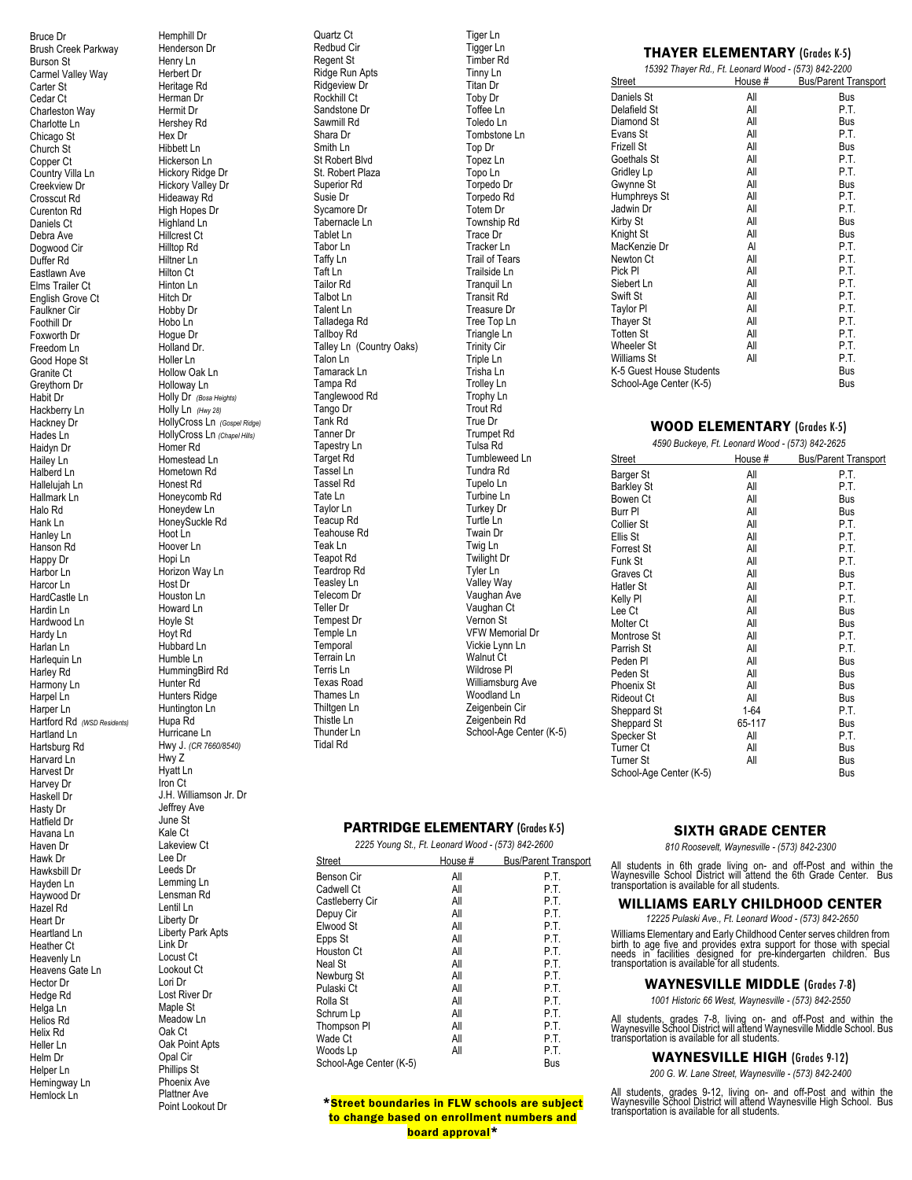Bruce Dr
Brush Creek Parkway
Burson St
Carmel Valley Way
Carter St
Cedar Ct
Charleston Way
Charlotte Ln
Chicago St
Church St
Copper Ct
Country Villa Ln
Creekview Dr
Crosscut Rd
Curenton Rd
Daniels Ct
Debra Ave
Dogwood Cir
Duffer Rd
Eastlawn Ave
Elms Trailer Ct
English Grove Ct
Faulkner Cir
Foothill Dr
Foxworth Dr
Freedom Ln
Good Hope St
Granite Ct
Greythorn Dr
Habit Dr
Hackberry Ln
Hackney Dr
Hades Ln
Haidyn Dr
Hailey Ln
Halberd Ln
Hallelujah Ln
Hallmark Ln
Halo Rd
Hank Ln
Hanley Ln
Hanson Rd
Happy Dr
Harbor Ln
Harcor Ln
HardCastle Ln
Hardin Ln
Hardwood Ln
Hardy Ln
Harlan Ln
Harlequin Ln
Harley Rd
Harmony Ln
Harpel Ln
Harper Ln
Hartford Rd *(WSD Residents)*
Hartland Ln
Hartsburg Rd
Harvard Ln
Harvest Dr
Harvey Dr
Haskell Dr
Hasty Dr
Hatfield Dr
Havana Ln
Haven Dr
Hawk Dr
Hawksbill Dr
Hayden Ln
Haywood Dr
Hazel Rd
Heart Dr
Heartland Ln
Heather Ct
Heavenly Ln
Heavens Gate Ln
Hector Dr
Hedge Rd
Helga Ln
Helios Rd
Helix Rd
Heller Ln
Helm Dr
Helper Ln
Hemingway Ln
Hemlock Ln
Hemphill Dr
Henderson Dr
Henry Ln
Herbert Dr
Heritage Rd
Herman Dr
Hermit Dr
Hershey Rd
Hex Dr
Hibbett Ln
Hickerson Ln
Hickory Ridge Dr
Hickory Valley Dr
Hideaway Rd
High Hopes Dr
Highland Ln
Hillcrest Ct
Hilltop Rd
Hiltner Ln
Hilton Ct
Hinton Ln
Hitch Dr
Hobby Dr
Hobo Ln
Hogue Dr
Holland Dr.
Holler Ln
Hollow Oak Ln
Holloway Ln
Holly Dr *(Bosa Heights)*
Holly Ln *(Hwy 28)*
HollyCross Ln *(Gospel Ridge)*
HollyCross Ln *(Chapel Hills)*
Homer Rd
Homestead Ln
Hometown Rd
Honest Rd
Honeycomb Rd
Honeydew Ln
HoneySuckle Rd
Hoot Ln
Hoover Ln
Hopi Ln
Horizon Way Ln
Host Dr
Houston Ln
Howard Ln
Hoyle St
Hoyt Rd
Hubbard Ln
Humble Ln
HummingBird Rd
Hunter Rd
Hunters Ridge
Huntington Ln
Hupa Rd
Hurricane Ln
Hwy J. *(CR 7660/8540)*
Hwy Z
Hyatt Ln
Iron Ct
J.H. Williamson Jr. Dr
Jeffrey Ave
June St
Kale Ct
Lakeview Ct
Lee Dr
Leeds Dr
Lemming Ln
Lensman Rd
Lentil Ln
Liberty Dr
Liberty Park Apts
Link Dr
Locust Ct
Lookout Ct
Lori Dr
Lost River Dr
Maple St
Meadow Ln
Oak Ct
Oak Point Apts
Opal Cir
Phillips St
Phoenix Ave
Plattner Ave
Point Lookout Dr
Quartz Ct
Redbud Cir
Regent St
Ridge Run Apts
Ridgeview Dr
Rockhill Ct
Sandstone Dr
Sawmill Rd
Shara Dr
Smith Ln
St Robert Blvd
St. Robert Plaza
Superior Rd
Susie Dr
Sycamore Dr
Tabernacle Ln
Tablet Ln
Tabor Ln
Taffy Ln
Taft Ln
Tailor Rd
Talbot Ln
Talent Ln
Talladega Rd
Tallboy Rd
Talley Ln (Country Oaks)
Talon Ln
Tamarack Ln
Tampa Rd
Tanglewood Rd
Tango Dr
Tank Rd
Tanner Dr
Tapestry Ln
Target Rd
Tassel Ln
Tassel Rd
Tate Ln
Taylor Ln
Teacup Rd
Teahouse Rd
Teak Ln
Teapot Rd
Teardrop Rd
Teasley Ln
Telecom Dr
Teller Dr
Tempest Dr
Temple Ln
Temporal
Terrain Ln
Terris Ln
Texas Road
Thames Ln
Thiltgen Ln
Thistle Ln
Thunder Ln
Tidal Rd
Tiger Ln
Tigger Ln
Timber Rd
Tinny Ln
Titan Dr
Toby Dr
Toffee Ln
Toledo Ln
Tombstone Ln
Top Dr
Topez Ln
Topo Ln
Torpedo Dr
Torpedo Rd
Totem Dr
Township Rd
Trace Dr
Tracker Ln
Trail of Tears
Trailside Ln
Tranquil Ln
Transit Rd
Treasure Dr
Tree Top Ln
Triangle Ln
Trinity Cir
Triple Ln
Trisha Ln
Trolley Ln
Trophy Ln
Trout Rd
True Dr
Trumpet Rd
Tulsa Rd
Tumbleweed Ln
Tundra Rd
Tupelo Ln
Turbine Ln
Turkey Dr
Turtle Ln
Twain Dr
Twig Ln
Twilight Dr
Tyler Ln
Valley Way
Vaughan Ave
Vaughan Ct
Vernon St
VFW Memorial Dr
Vickie Lynn Ln
Walnut Ct
Wildrose Pl
Williamsburg Ave
Woodland Ln
Zeigenbein Cir
Zeigenbein Rd
School-Age Center (K-5)

## PARTRIDGE ELEMENTARY (Grades K-5)

*2225 Young St., Ft. Leonard Wood - (573) 842-2600*

| Street | House # | Bus/Parent Transport |
|---|---|---|
| Benson Cir | All | P.T. |
| Cadwell Ct | All | P.T. |
| Castleberry Cir | All | P.T. |
| Depuy Cir | All | P.T. |
| Elwood St | All | P.T. |
| Epps St | All | P.T. |
| Houston Ct | All | P.T. |
| Neal St | All | P.T. |
| Newburg St | All | P.T. |
| Pulaski Ct | All | P.T. |
| Rolla St | All | P.T. |
| Schrum Lp | All | P.T. |
| Thompson Pl | All | P.T. |
| Wade Ct | All | P.T. |
| Woods Lp | All | P.T. |
| School-Age Center (K-5) | | Bus |

**\*Street boundaries in FLW schools are subject to change based on enrollment numbers and board approval\***

## THAYER ELEMENTARY (Grades K-5)

*15392 Thayer Rd., Ft. Leonard Wood - (573) 842-2200*

| Street | House # | Bus/Parent Transport |
|---|---|---|
| Daniels St | All | Bus |
| Delafield St | All | P.T. |
| Diamond St | All | Bus |
| Evans St | All | P.T. |
| Frizell St | All | Bus |
| Goethals St | All | P.T. |
| Gridley Lp | All | P.T. |
| Gwynne St | All | Bus |
| Humphreys St | All | P.T. |
| Jadwin Dr | All | P.T. |
| Kirby St | All | Bus |
| Knight St | All | Bus |
| MacKenzie Dr | Al | P.T. |
| Newton Ct | All | P.T. |
| Pick Pl | All | P.T. |
| Siebert Ln | All | P.T. |
| Swift St | All | P.T. |
| Taylor Pl | All | P.T. |
| Thayer St | All | P.T. |
| Totten St | All | P.T. |
| Wheeler St | All | P.T. |
| Williams St | All | P.T. |
| K-5 Guest House Students | | Bus |
| School-Age Center (K-5) | | Bus |

## WOOD ELEMENTARY (Grades K-5)

*4590 Buckeye, Ft. Leonard Wood - (573) 842-2625*

| Street | House # | Bus/Parent Transport |
|---|---|---|
| Barger St | All | P.T. |
| Barkley St | All | P.T. |
| Bowen Ct | All | Bus |
| Burr Pl | All | Bus |
| Collier St | All | P.T. |
| Ellis St | All | P.T. |
| Forrest St | All | P.T. |
| Funk St | All | P.T. |
| Graves Ct | All | Bus |
| Hatler St | All | P.T. |
| Kelly Pl | All | P.T. |
| Lee Ct | All | Bus |
| Molter Ct | All | Bus |
| Montrose St | All | P.T. |
| Parrish St | All | P.T. |
| Peden Pl | All | Bus |
| Peden St | All | Bus |
| Phoenix St | All | Bus |
| Rideout Ct | All | Bus |
| Sheppard St | 1-64 | P.T. |
| Sheppard St | 65-117 | Bus |
| Specker St | All | P.T. |
| Turner Ct | All | Bus |
| Turner St | All | Bus |
| School-Age Center (K-5) | | Bus |

## SIXTH GRADE CENTER

*810 Roosevelt, Waynesville - (573) 842-2300*

All students in 6th grade living on- and off-Post and within the Waynesville School District will attend the 6th Grade Center. Bus transportation is available for all students.

## WILLIAMS EARLY CHILDHOOD CENTER

*12225 Pulaski Ave., Ft. Leonard Wood - (573) 842-2650*

Williams Elementary and Early Childhood Center serves children from birth to age five and provides extra support for those with special needs in facilities designed for pre-kindergarten children. Bus transportation is available for all students.

## WAYNESVILLE MIDDLE (Grades 7-8)

*1001 Historic 66 West, Waynesville - (573) 842-2550*

All students, grades 7-8, living on- and off-Post and within the Waynesville School District will attend Waynesville Middle School. Bus transportation is available for all students.

## WAYNESVILLE HIGH (Grades 9-12)

*200 G. W. Lane Street, Waynesville - (573) 842-2400*

All students, grades 9-12, living on- and off-Post and within the Waynesville School District will attend Waynesville High School. Bus transportation is available for all students.